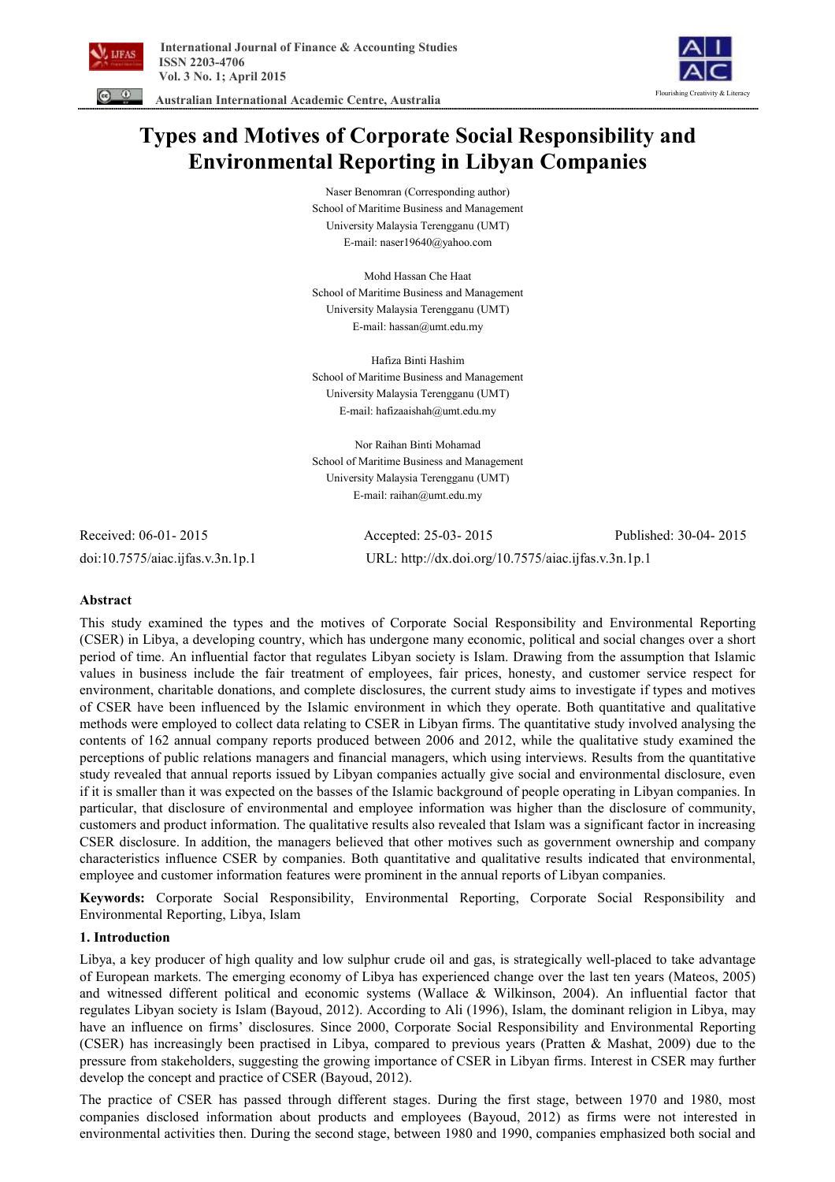# Types and Motives of Corporate Social Responsibility and Environmental Reporting in Libyan Companies

Naser Benomran (Corresponding author)
School of Maritime Business and Management
University Malaysia Terengganu (UMT)
E-mail: naser19640@yahoo.com

Mohd Hassan Che Haat
School of Maritime Business and Management
University Malaysia Terengganu (UMT)
E-mail: hassan@umt.edu.my

Hafiza Binti Hashim
School of Maritime Business and Management
University Malaysia Terengganu (UMT)
E-mail: hafizaaishah@umt.edu.my

Nor Raihan Binti Mohamad
School of Maritime Business and Management
University Malaysia Terengganu (UMT)
E-mail: raihan@umt.edu.my

Received: 06-01- 2015 Accepted: 25-03- 2015 Published: 30-04- 2015

doi:10.7575/aiac.ijfas.v.3n.1p.1 URL: http://dx.doi.org/10.7575/aiac.ijfas.v.3n.1p.1

## Abstract

This study examined the types and the motives of Corporate Social Responsibility and Environmental Reporting (CSER) in Libya, a developing country, which has undergone many economic, political and social changes over a short period of time. An influential factor that regulates Libyan society is Islam. Drawing from the assumption that Islamic values in business include the fair treatment of employees, fair prices, honesty, and customer service respect for environment, charitable donations, and complete disclosures, the current study aims to investigate if types and motives of CSER have been influenced by the Islamic environment in which they operate. Both quantitative and qualitative methods were employed to collect data relating to CSER in Libyan firms. The quantitative study involved analysing the contents of 162 annual company reports produced between 2006 and 2012, while the qualitative study examined the perceptions of public relations managers and financial managers, which using interviews. Results from the quantitative study revealed that annual reports issued by Libyan companies actually give social and environmental disclosure, even if it is smaller than it was expected on the basses of the Islamic background of people operating in Libyan companies. In particular, that disclosure of environmental and employee information was higher than the disclosure of community, customers and product information. The qualitative results also revealed that Islam was a significant factor in increasing CSER disclosure. In addition, the managers believed that other motives such as government ownership and company characteristics influence CSER by companies. Both quantitative and qualitative results indicated that environmental, employee and customer information features were prominent in the annual reports of Libyan companies.

**Keywords:** Corporate Social Responsibility, Environmental Reporting, Corporate Social Responsibility and Environmental Reporting, Libya, Islam

## 1. Introduction

Libya, a key producer of high quality and low sulphur crude oil and gas, is strategically well-placed to take advantage of European markets. The emerging economy of Libya has experienced change over the last ten years (Mateos, 2005) and witnessed different political and economic systems (Wallace & Wilkinson, 2004). An influential factor that regulates Libyan society is Islam (Bayoud, 2012). According to Ali (1996), Islam, the dominant religion in Libya, may have an influence on firms' disclosures. Since 2000, Corporate Social Responsibility and Environmental Reporting (CSER) has increasingly been practised in Libya, compared to previous years (Pratten & Mashat, 2009) due to the pressure from stakeholders, suggesting the growing importance of CSER in Libyan firms. Interest in CSER may further develop the concept and practice of CSER (Bayoud, 2012).

The practice of CSER has passed through different stages. During the first stage, between 1970 and 1980, most companies disclosed information about products and employees (Bayoud, 2012) as firms were not interested in environmental activities then. During the second stage, between 1980 and 1990, companies emphasized both social and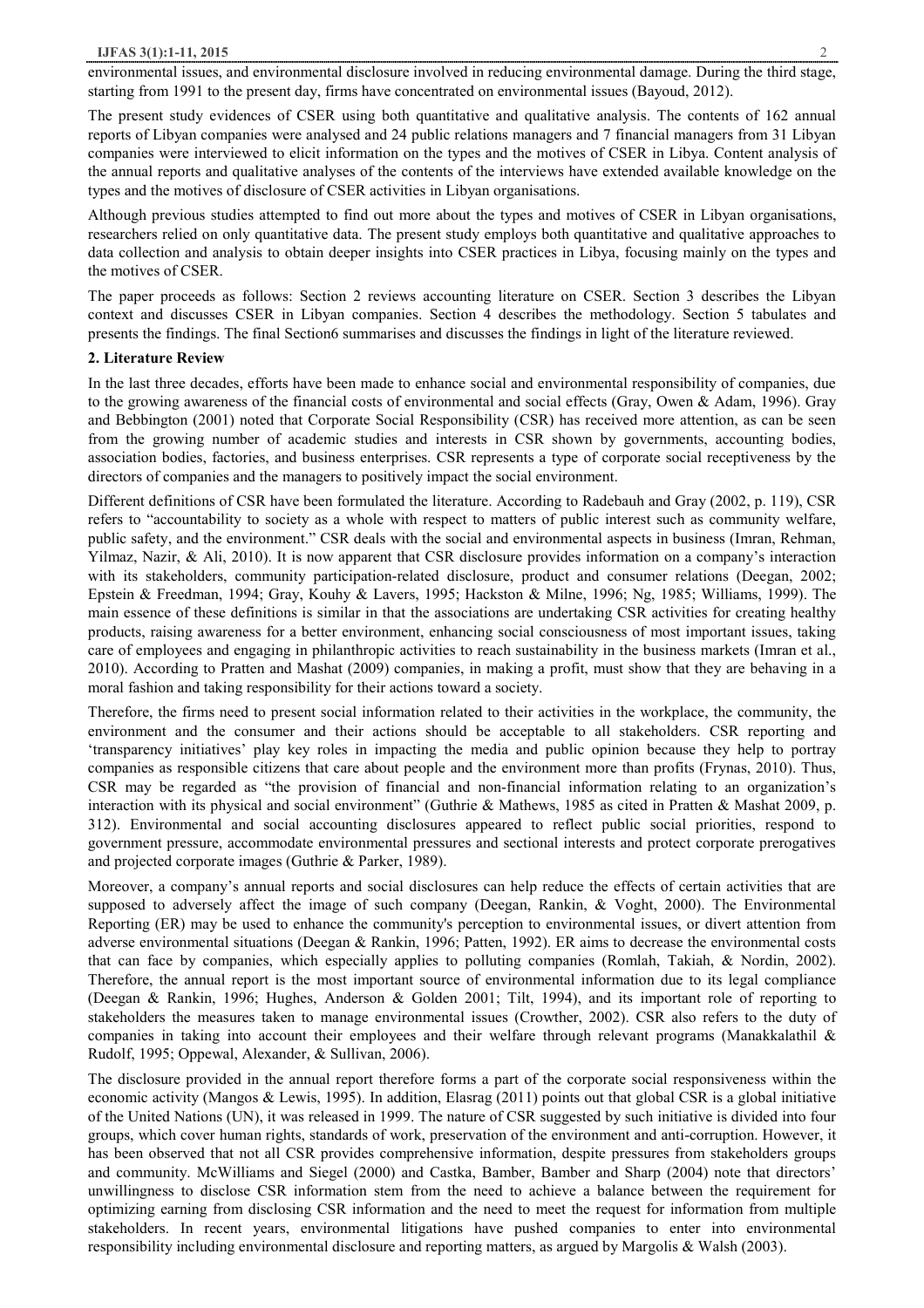environmental issues, and environmental disclosure involved in reducing environmental damage. During the third stage, starting from 1991 to the present day, firms have concentrated on environmental issues (Bayoud, 2012).

The present study evidences of CSER using both quantitative and qualitative analysis. The contents of 162 annual reports of Libyan companies were analysed and 24 public relations managers and 7 financial managers from 31 Libyan companies were interviewed to elicit information on the types and the motives of CSER in Libya. Content analysis of the annual reports and qualitative analyses of the contents of the interviews have extended available knowledge on the types and the motives of disclosure of CSER activities in Libyan organisations.

Although previous studies attempted to find out more about the types and motives of CSER in Libyan organisations, researchers relied on only quantitative data. The present study employs both quantitative and qualitative approaches to data collection and analysis to obtain deeper insights into CSER practices in Libya, focusing mainly on the types and the motives of CSER.

The paper proceeds as follows: Section 2 reviews accounting literature on CSER. Section 3 describes the Libyan context and discusses CSER in Libyan companies. Section 4 describes the methodology. Section 5 tabulates and presents the findings. The final Section6 summarises and discusses the findings in light of the literature reviewed.

## 2. Literature Review

In the last three decades, efforts have been made to enhance social and environmental responsibility of companies, due to the growing awareness of the financial costs of environmental and social effects (Gray, Owen & Adam, 1996). Gray and Bebbington (2001) noted that Corporate Social Responsibility (CSR) has received more attention, as can be seen from the growing number of academic studies and interests in CSR shown by governments, accounting bodies, association bodies, factories, and business enterprises. CSR represents a type of corporate social receptiveness by the directors of companies and the managers to positively impact the social environment.

Different definitions of CSR have been formulated the literature. According to Radebauh and Gray (2002, p. 119), CSR refers to "accountability to society as a whole with respect to matters of public interest such as community welfare, public safety, and the environment." CSR deals with the social and environmental aspects in business (Imran, Rehman, Yilmaz, Nazir, & Ali, 2010). It is now apparent that CSR disclosure provides information on a company's interaction with its stakeholders, community participation-related disclosure, product and consumer relations (Deegan, 2002; Epstein & Freedman, 1994; Gray, Kouhy & Lavers, 1995; Hackston & Milne, 1996; Ng, 1985; Williams, 1999). The main essence of these definitions is similar in that the associations are undertaking CSR activities for creating healthy products, raising awareness for a better environment, enhancing social consciousness of most important issues, taking care of employees and engaging in philanthropic activities to reach sustainability in the business markets (Imran et al., 2010). According to Pratten and Mashat (2009) companies, in making a profit, must show that they are behaving in a moral fashion and taking responsibility for their actions toward a society.

Therefore, the firms need to present social information related to their activities in the workplace, the community, the environment and the consumer and their actions should be acceptable to all stakeholders. CSR reporting and 'transparency initiatives' play key roles in impacting the media and public opinion because they help to portray companies as responsible citizens that care about people and the environment more than profits (Frynas, 2010). Thus, CSR may be regarded as "the provision of financial and non-financial information relating to an organization's interaction with its physical and social environment" (Guthrie & Mathews, 1985 as cited in Pratten & Mashat 2009, p. 312). Environmental and social accounting disclosures appeared to reflect public social priorities, respond to government pressure, accommodate environmental pressures and sectional interests and protect corporate prerogatives and projected corporate images (Guthrie & Parker, 1989).

Moreover, a company's annual reports and social disclosures can help reduce the effects of certain activities that are supposed to adversely affect the image of such company (Deegan, Rankin, & Voght, 2000). The Environmental Reporting (ER) may be used to enhance the community's perception to environmental issues, or divert attention from adverse environmental situations (Deegan & Rankin, 1996; Patten, 1992). ER aims to decrease the environmental costs that can face by companies, which especially applies to polluting companies (Romlah, Takiah, & Nordin, 2002). Therefore, the annual report is the most important source of environmental information due to its legal compliance (Deegan & Rankin, 1996; Hughes, Anderson & Golden 2001; Tilt, 1994), and its important role of reporting to stakeholders the measures taken to manage environmental issues (Crowther, 2002). CSR also refers to the duty of companies in taking into account their employees and their welfare through relevant programs (Manakkalathil & Rudolf, 1995; Oppewal, Alexander, & Sullivan, 2006).

The disclosure provided in the annual report therefore forms a part of the corporate social responsiveness within the economic activity (Mangos & Lewis, 1995). In addition, Elasrag (2011) points out that global CSR is a global initiative of the United Nations (UN), it was released in 1999. The nature of CSR suggested by such initiative is divided into four groups, which cover human rights, standards of work, preservation of the environment and anti-corruption. However, it has been observed that not all CSR provides comprehensive information, despite pressures from stakeholders groups and community. McWilliams and Siegel (2000) and Castka, Bamber, Bamber and Sharp (2004) note that directors' unwillingness to disclose CSR information stem from the need to achieve a balance between the requirement for optimizing earning from disclosing CSR information and the need to meet the request for information from multiple stakeholders. In recent years, environmental litigations have pushed companies to enter into environmental responsibility including environmental disclosure and reporting matters, as argued by Margolis & Walsh (2003).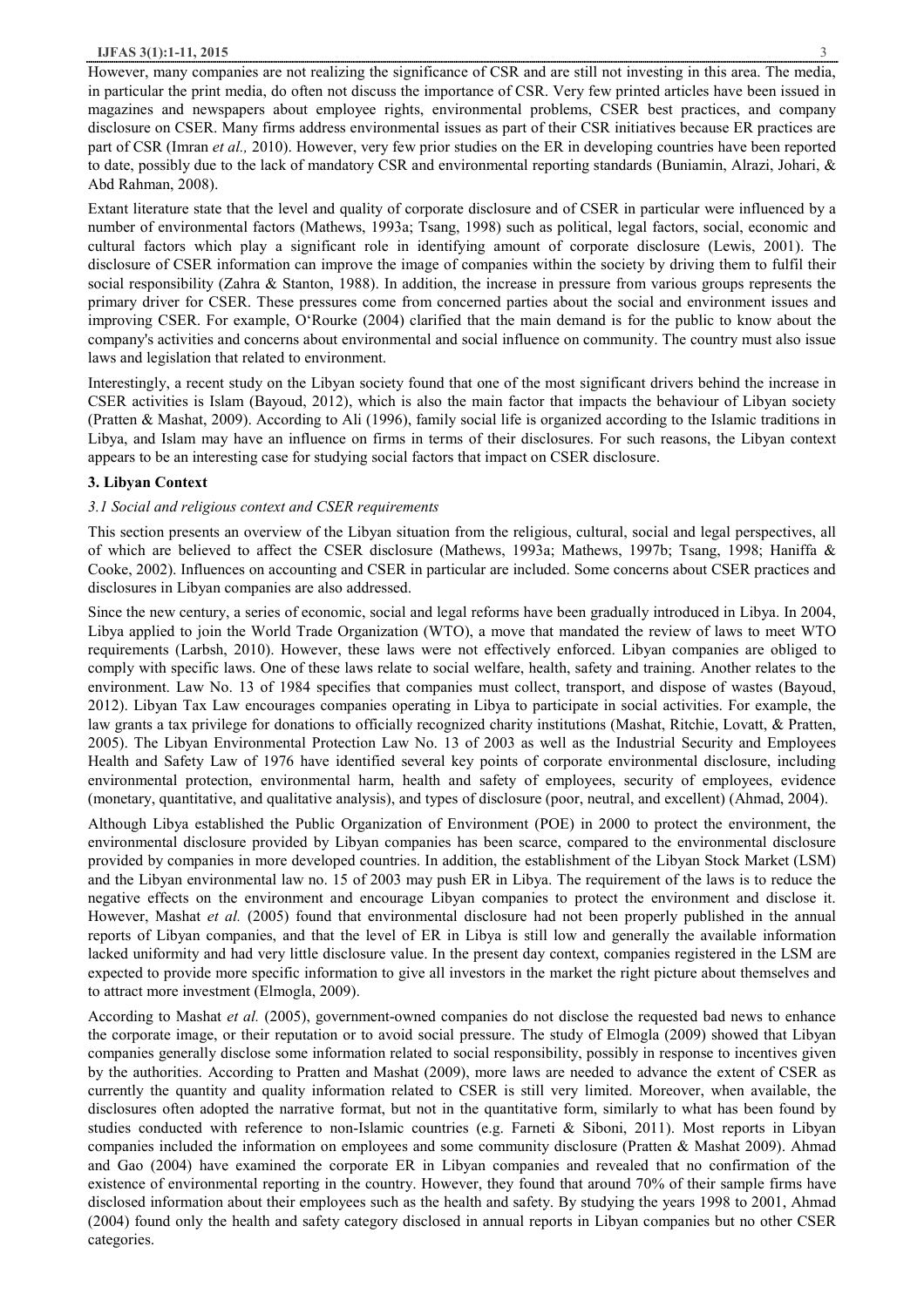However, many companies are not realizing the significance of CSR and are still not investing in this area. The media, in particular the print media, do often not discuss the importance of CSR. Very few printed articles have been issued in magazines and newspapers about employee rights, environmental problems, CSER best practices, and company disclosure on CSER. Many firms address environmental issues as part of their CSR initiatives because ER practices are part of CSR (Imran *et al.,* 2010). However, very few prior studies on the ER in developing countries have been reported to date, possibly due to the lack of mandatory CSR and environmental reporting standards (Buniamin, Alrazi, Johari, & Abd Rahman, 2008).

Extant literature state that the level and quality of corporate disclosure and of CSER in particular were influenced by a number of environmental factors (Mathews, 1993a; Tsang, 1998) such as political, legal factors, social, economic and cultural factors which play a significant role in identifying amount of corporate disclosure (Lewis, 2001). The disclosure of CSER information can improve the image of companies within the society by driving them to fulfil their social responsibility (Zahra & Stanton, 1988). In addition, the increase in pressure from various groups represents the primary driver for CSER. These pressures come from concerned parties about the social and environment issues and improving CSER. For example, O'Rourke (2004) clarified that the main demand is for the public to know about the company's activities and concerns about environmental and social influence on community. The country must also issue laws and legislation that related to environment.

Interestingly, a recent study on the Libyan society found that one of the most significant drivers behind the increase in CSER activities is Islam (Bayoud, 2012), which is also the main factor that impacts the behaviour of Libyan society (Pratten & Mashat, 2009). According to Ali (1996), family social life is organized according to the Islamic traditions in Libya, and Islam may have an influence on firms in terms of their disclosures. For such reasons, the Libyan context appears to be an interesting case for studying social factors that impact on CSER disclosure.

## 3. Libyan Context

### *3.1 Social and religious context and CSER requirements*

This section presents an overview of the Libyan situation from the religious, cultural, social and legal perspectives, all of which are believed to affect the CSER disclosure (Mathews, 1993a; Mathews, 1997b; Tsang, 1998; Haniffa & Cooke, 2002). Influences on accounting and CSER in particular are included. Some concerns about CSER practices and disclosures in Libyan companies are also addressed.

Since the new century, a series of economic, social and legal reforms have been gradually introduced in Libya. In 2004, Libya applied to join the World Trade Organization (WTO), a move that mandated the review of laws to meet WTO requirements (Larbsh, 2010). However, these laws were not effectively enforced. Libyan companies are obliged to comply with specific laws. One of these laws relate to social welfare, health, safety and training. Another relates to the environment. Law No. 13 of 1984 specifies that companies must collect, transport, and dispose of wastes (Bayoud, 2012). Libyan Tax Law encourages companies operating in Libya to participate in social activities. For example, the law grants a tax privilege for donations to officially recognized charity institutions (Mashat, Ritchie, Lovatt, & Pratten, 2005). The Libyan Environmental Protection Law No. 13 of 2003 as well as the Industrial Security and Employees Health and Safety Law of 1976 have identified several key points of corporate environmental disclosure, including environmental protection, environmental harm, health and safety of employees, security of employees, evidence (monetary, quantitative, and qualitative analysis), and types of disclosure (poor, neutral, and excellent) (Ahmad, 2004).

Although Libya established the Public Organization of Environment (POE) in 2000 to protect the environment, the environmental disclosure provided by Libyan companies has been scarce, compared to the environmental disclosure provided by companies in more developed countries. In addition, the establishment of the Libyan Stock Market (LSM) and the Libyan environmental law no. 15 of 2003 may push ER in Libya. The requirement of the laws is to reduce the negative effects on the environment and encourage Libyan companies to protect the environment and disclose it. However, Mashat *et al.* (2005) found that environmental disclosure had not been properly published in the annual reports of Libyan companies, and that the level of ER in Libya is still low and generally the available information lacked uniformity and had very little disclosure value. In the present day context, companies registered in the LSM are expected to provide more specific information to give all investors in the market the right picture about themselves and to attract more investment (Elmogla, 2009).

According to Mashat *et al.* (2005), government-owned companies do not disclose the requested bad news to enhance the corporate image, or their reputation or to avoid social pressure. The study of Elmogla (2009) showed that Libyan companies generally disclose some information related to social responsibility, possibly in response to incentives given by the authorities. According to Pratten and Mashat (2009), more laws are needed to advance the extent of CSER as currently the quantity and quality information related to CSER is still very limited. Moreover, when available, the disclosures often adopted the narrative format, but not in the quantitative form, similarly to what has been found by studies conducted with reference to non-Islamic countries (e.g. Farneti & Siboni, 2011). Most reports in Libyan companies included the information on employees and some community disclosure (Pratten & Mashat 2009). Ahmad and Gao (2004) have examined the corporate ER in Libyan companies and revealed that no confirmation of the existence of environmental reporting in the country. However, they found that around 70% of their sample firms have disclosed information about their employees such as the health and safety. By studying the years 1998 to 2001, Ahmad (2004) found only the health and safety category disclosed in annual reports in Libyan companies but no other CSER categories.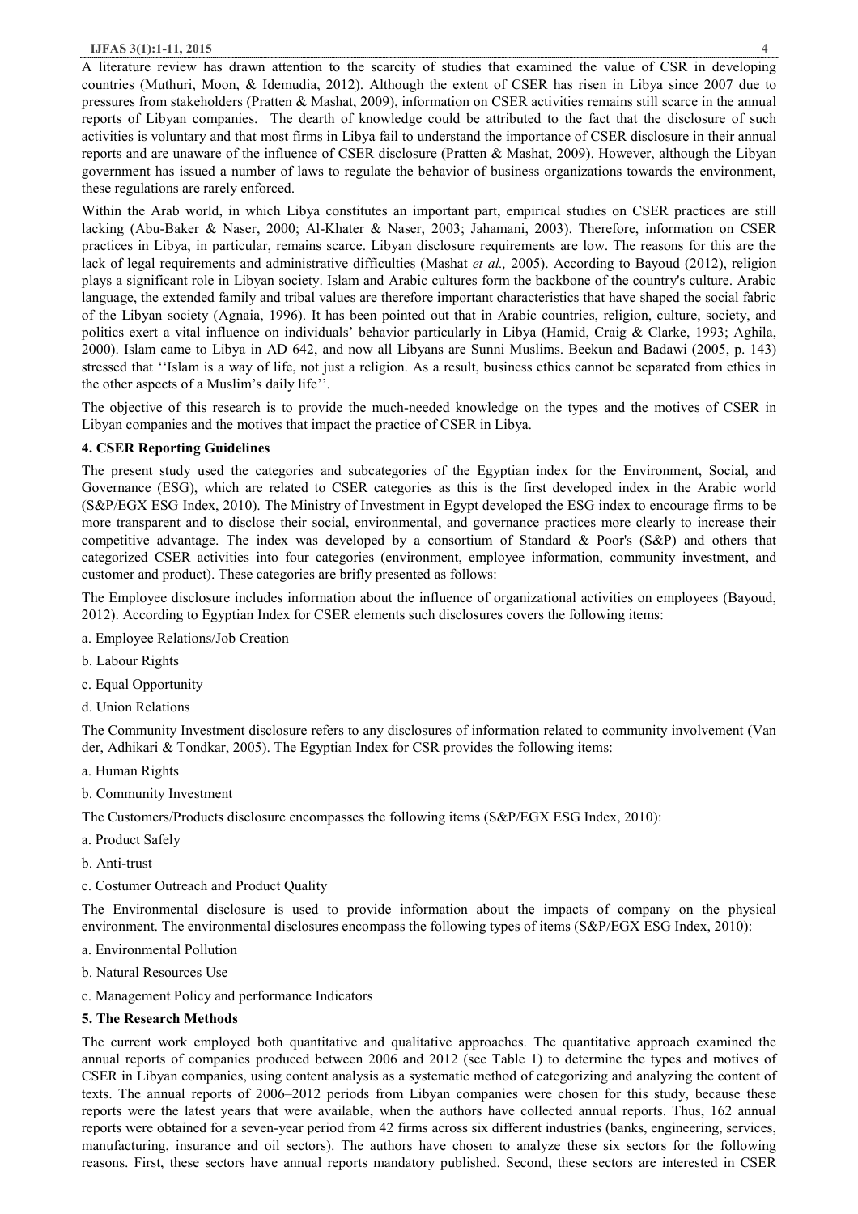A literature review has drawn attention to the scarcity of studies that examined the value of CSR in developing countries (Muthuri, Moon, & Idemudia, 2012). Although the extent of CSER has risen in Libya since 2007 due to pressures from stakeholders (Pratten & Mashat, 2009), information on CSER activities remains still scarce in the annual reports of Libyan companies. The dearth of knowledge could be attributed to the fact that the disclosure of such activities is voluntary and that most firms in Libya fail to understand the importance of CSER disclosure in their annual reports and are unaware of the influence of CSER disclosure (Pratten & Mashat, 2009). However, although the Libyan government has issued a number of laws to regulate the behavior of business organizations towards the environment, these regulations are rarely enforced.

Within the Arab world, in which Libya constitutes an important part, empirical studies on CSER practices are still lacking (Abu-Baker & Naser, 2000; Al-Khater & Naser, 2003; Jahamani, 2003). Therefore, information on CSER practices in Libya, in particular, remains scarce. Libyan disclosure requirements are low. The reasons for this are the lack of legal requirements and administrative difficulties (Mashat *et al.,* 2005). According to Bayoud (2012), religion plays a significant role in Libyan society. Islam and Arabic cultures form the backbone of the country's culture. Arabic language, the extended family and tribal values are therefore important characteristics that have shaped the social fabric of the Libyan society (Agnaia, 1996). It has been pointed out that in Arabic countries, religion, culture, society, and politics exert a vital influence on individuals' behavior particularly in Libya (Hamid, Craig & Clarke, 1993; Aghila, 2000). Islam came to Libya in AD 642, and now all Libyans are Sunni Muslims. Beekun and Badawi (2005, p. 143) stressed that ''Islam is a way of life, not just a religion. As a result, business ethics cannot be separated from ethics in the other aspects of a Muslim's daily life''.

The objective of this research is to provide the much-needed knowledge on the types and the motives of CSER in Libyan companies and the motives that impact the practice of CSER in Libya.

## 4. CSER Reporting Guidelines

The present study used the categories and subcategories of the Egyptian index for the Environment, Social, and Governance (ESG), which are related to CSER categories as this is the first developed index in the Arabic world (S&P/EGX ESG Index, 2010). The Ministry of Investment in Egypt developed the ESG index to encourage firms to be more transparent and to disclose their social, environmental, and governance practices more clearly to increase their competitive advantage. The index was developed by a consortium of Standard & Poor's (S&P) and others that categorized CSER activities into four categories (environment, employee information, community investment, and customer and product). These categories are brifly presented as follows:

The Employee disclosure includes information about the influence of organizational activities on employees (Bayoud, 2012). According to Egyptian Index for CSER elements such disclosures covers the following items:

a. Employee Relations/Job Creation

b. Labour Rights

c. Equal Opportunity

d. Union Relations

The Community Investment disclosure refers to any disclosures of information related to community involvement (Van der, Adhikari & Tondkar, 2005). The Egyptian Index for CSR provides the following items:

a. Human Rights

b. Community Investment

The Customers/Products disclosure encompasses the following items (S&P/EGX ESG Index, 2010):

a. Product Safely

b. Anti-trust

c. Costumer Outreach and Product Quality

The Environmental disclosure is used to provide information about the impacts of company on the physical environment. The environmental disclosures encompass the following types of items (S&P/EGX ESG Index, 2010):

a. Environmental Pollution

b. Natural Resources Use

c. Management Policy and performance Indicators

## 5. The Research Methods

The current work employed both quantitative and qualitative approaches. The quantitative approach examined the annual reports of companies produced between 2006 and 2012 (see Table 1) to determine the types and motives of CSER in Libyan companies, using content analysis as a systematic method of categorizing and analyzing the content of texts. The annual reports of 2006–2012 periods from Libyan companies were chosen for this study, because these reports were the latest years that were available, when the authors have collected annual reports. Thus, 162 annual reports were obtained for a seven-year period from 42 firms across six different industries (banks, engineering, services, manufacturing, insurance and oil sectors). The authors have chosen to analyze these six sectors for the following reasons. First, these sectors have annual reports mandatory published. Second, these sectors are interested in CSER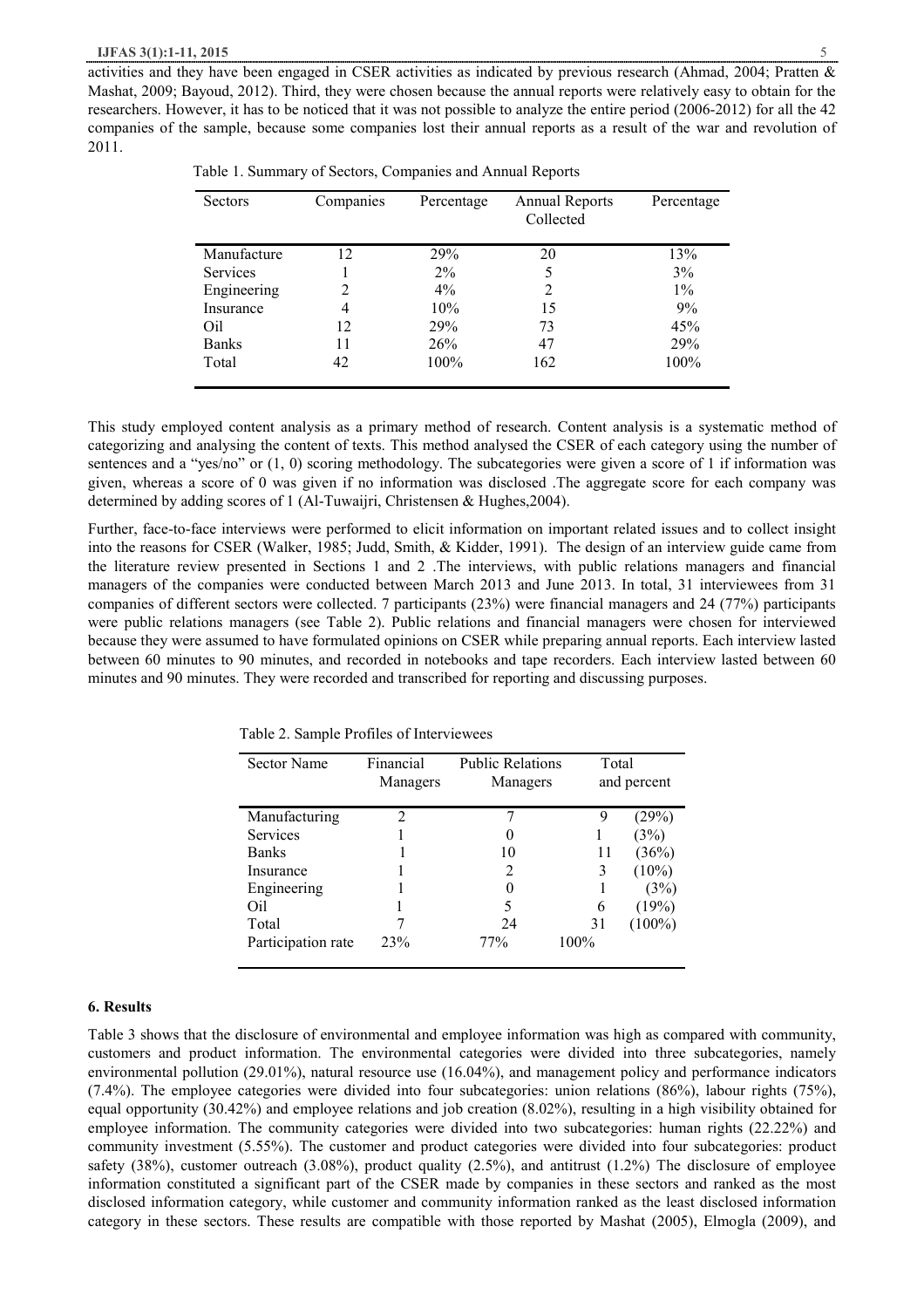activities and they have been engaged in CSER activities as indicated by previous research (Ahmad, 2004; Pratten & Mashat, 2009; Bayoud, 2012). Third, they were chosen because the annual reports were relatively easy to obtain for the researchers. However, it has to be noticed that it was not possible to analyze the entire period (2006-2012) for all the 42 companies of the sample, because some companies lost their annual reports as a result of the war and revolution of 2011.

Table 1. Summary of Sectors, Companies and Annual Reports

| Sectors | Companies | Percentage | Annual Reports Collected | Percentage |
|---|---|---|---|---|
| Manufacture | 12 | 29% | 20 | 13% |
| Services | 1 | 2% | 5 | 3% |
| Engineering | 2 | 4% | 2 | 1% |
| Insurance | 4 | 10% | 15 | 9% |
| Oil | 12 | 29% | 73 | 45% |
| Banks | 11 | 26% | 47 | 29% |
| Total | 42 | 100% | 162 | 100% |

This study employed content analysis as a primary method of research. Content analysis is a systematic method of categorizing and analysing the content of texts. This method analysed the CSER of each category using the number of sentences and a "yes/no" or (1, 0) scoring methodology. The subcategories were given a score of 1 if information was given, whereas a score of 0 was given if no information was disclosed .The aggregate score for each company was determined by adding scores of 1 (Al-Tuwaijri, Christensen & Hughes,2004).

Further, face-to-face interviews were performed to elicit information on important related issues and to collect insight into the reasons for CSER (Walker, 1985; Judd, Smith, & Kidder, 1991). The design of an interview guide came from the literature review presented in Sections 1 and 2 .The interviews, with public relations managers and financial managers of the companies were conducted between March 2013 and June 2013. In total, 31 interviewees from 31 companies of different sectors were collected. 7 participants (23%) were financial managers and 24 (77%) participants were public relations managers (see Table 2). Public relations and financial managers were chosen for interviewed because they were assumed to have formulated opinions on CSER while preparing annual reports. Each interview lasted between 60 minutes to 90 minutes, and recorded in notebooks and tape recorders. Each interview lasted between 60 minutes and 90 minutes. They were recorded and transcribed for reporting and discussing purposes.

Table 2. Sample Profiles of Interviewees

| Sector Name | Financial Managers | Public Relations Managers | Total and percent | |
|---|---|---|---|---|
| Manufacturing | 2 | 7 | 9 | (29%) |
| Services | 1 | 0 | 1 | (3%) |
| Banks | 1 | 10 | 11 | (36%) |
| Insurance | 1 | 2 | 3 | (10%) |
| Engineering | 1 | 0 | 1 | (3%) |
| Oil | 1 | 5 | 6 | (19%) |
| Total | 7 | 24 | 31 | (100%) |
| Participation rate | 23% | 77% | 100% | |

## 6. Results

Table 3 shows that the disclosure of environmental and employee information was high as compared with community, customers and product information. The environmental categories were divided into three subcategories, namely environmental pollution (29.01%), natural resource use (16.04%), and management policy and performance indicators (7.4%). The employee categories were divided into four subcategories: union relations (86%), labour rights (75%), equal opportunity (30.42%) and employee relations and job creation (8.02%), resulting in a high visibility obtained for employee information. The community categories were divided into two subcategories: human rights (22.22%) and community investment (5.55%). The customer and product categories were divided into four subcategories: product safety (38%), customer outreach (3.08%), product quality (2.5%), and antitrust (1.2%) The disclosure of employee information constituted a significant part of the CSER made by companies in these sectors and ranked as the most disclosed information category, while customer and community information ranked as the least disclosed information category in these sectors. These results are compatible with those reported by Mashat (2005), Elmogla (2009), and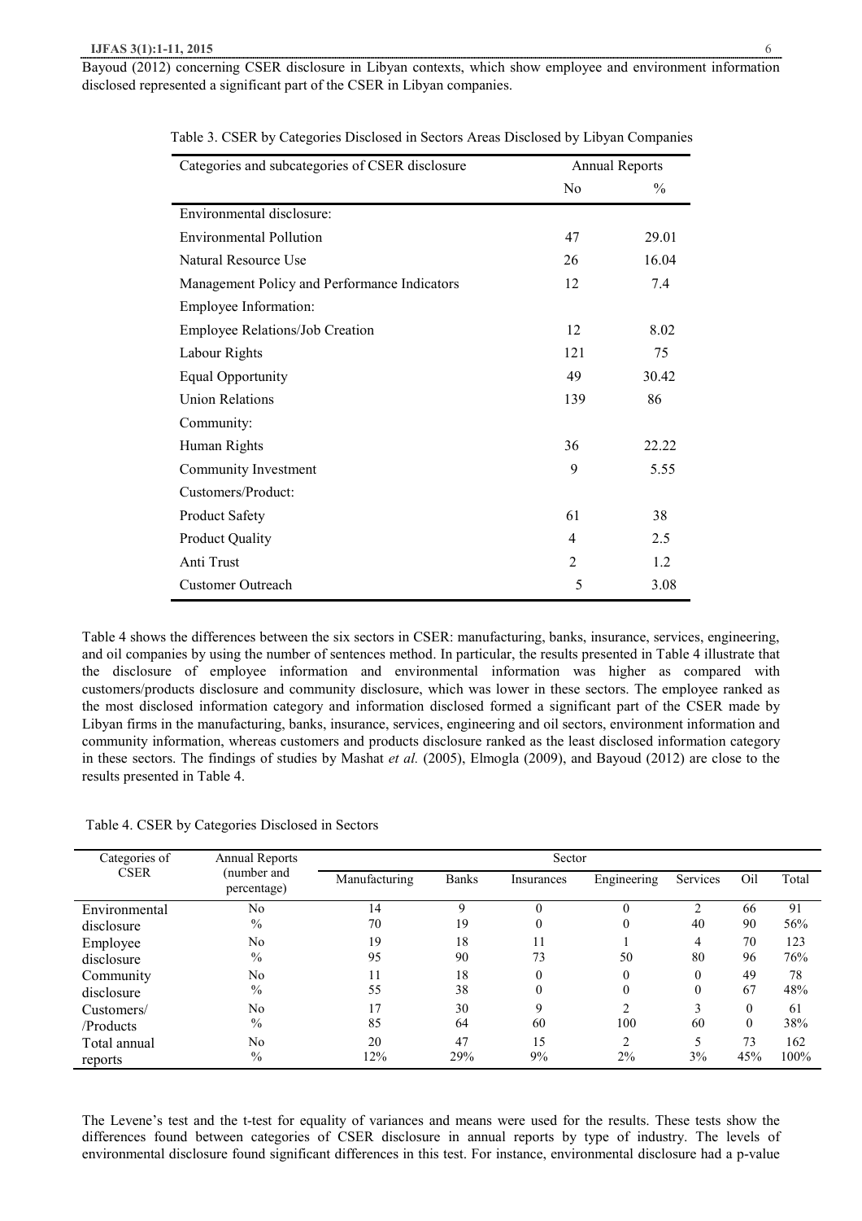Bayoud (2012) concerning CSER disclosure in Libyan contexts, which show employee and environment information disclosed represented a significant part of the CSER in Libyan companies.

Table 3. CSER by Categories Disclosed in Sectors Areas Disclosed by Libyan Companies

| Categories and subcategories of CSER disclosure | Annual Reports | |
|---|---|---|
| | No | % |
| Environmental disclosure: | | |
| Environmental Pollution | 47 | 29.01 |
| Natural Resource Use | 26 | 16.04 |
| Management Policy and Performance Indicators | 12 | 7.4 |
| Employee Information: | | |
| Employee Relations/Job Creation | 12 | 8.02 |
| Labour Rights | 121 | 75 |
| Equal Opportunity | 49 | 30.42 |
| Union Relations | 139 | 86 |
| Community: | | |
| Human Rights | 36 | 22.22 |
| Community Investment | 9 | 5.55 |
| Customers/Product: | | |
| Product Safety | 61 | 38 |
| Product Quality | 4 | 2.5 |
| Anti Trust | 2 | 1.2 |
| Customer Outreach | 5 | 3.08 |

Table 4 shows the differences between the six sectors in CSER: manufacturing, banks, insurance, services, engineering, and oil companies by using the number of sentences method. In particular, the results presented in Table 4 illustrate that the disclosure of employee information and environmental information was higher as compared with customers/products disclosure and community disclosure, which was lower in these sectors. The employee ranked as the most disclosed information category and information disclosed formed a significant part of the CSER made by Libyan firms in the manufacturing, banks, insurance, services, engineering and oil sectors, environment information and community information, whereas customers and products disclosure ranked as the least disclosed information category in these sectors. The findings of studies by Mashat *et al.* (2005), Elmogla (2009), and Bayoud (2012) are close to the results presented in Table 4.

Table 4. CSER by Categories Disclosed in Sectors

| Categories of CSER | Annual Reports (number and percentage) | Sector | | | | | | |
|---|---|---|---|---|---|---|---|---|
| | | Manufacturing | Banks | Insurances | Engineering | Services | Oil | Total |
| Environmental disclosure | No | 14 | 9 | 0 | 0 | 2 | 66 | 91 |
| | % | 70 | 19 | 0 | 0 | 40 | 90 | 56% |
| Employee disclosure | No | 19 | 18 | 11 | 1 | 4 | 70 | 123 |
| | % | 95 | 90 | 73 | 50 | 80 | 96 | 76% |
| Community disclosure | No | 11 | 18 | 0 | 0 | 0 | 49 | 78 |
| | % | 55 | 38 | 0 | 0 | 0 | 67 | 48% |
| Customers/ /Products | No | 17 | 30 | 9 | 2 | 3 | 0 | 61 |
| | % | 85 | 64 | 60 | 100 | 60 | 0 | 38% |
| Total annual reports | No | 20 | 47 | 15 | 2 | 5 | 73 | 162 |
| | % | 12% | 29% | 9% | 2% | 3% | 45% | 100% |

The Levene's test and the t-test for equality of variances and means were used for the results. These tests show the differences found between categories of CSER disclosure in annual reports by type of industry. The levels of environmental disclosure found significant differences in this test. For instance, environmental disclosure had a p-value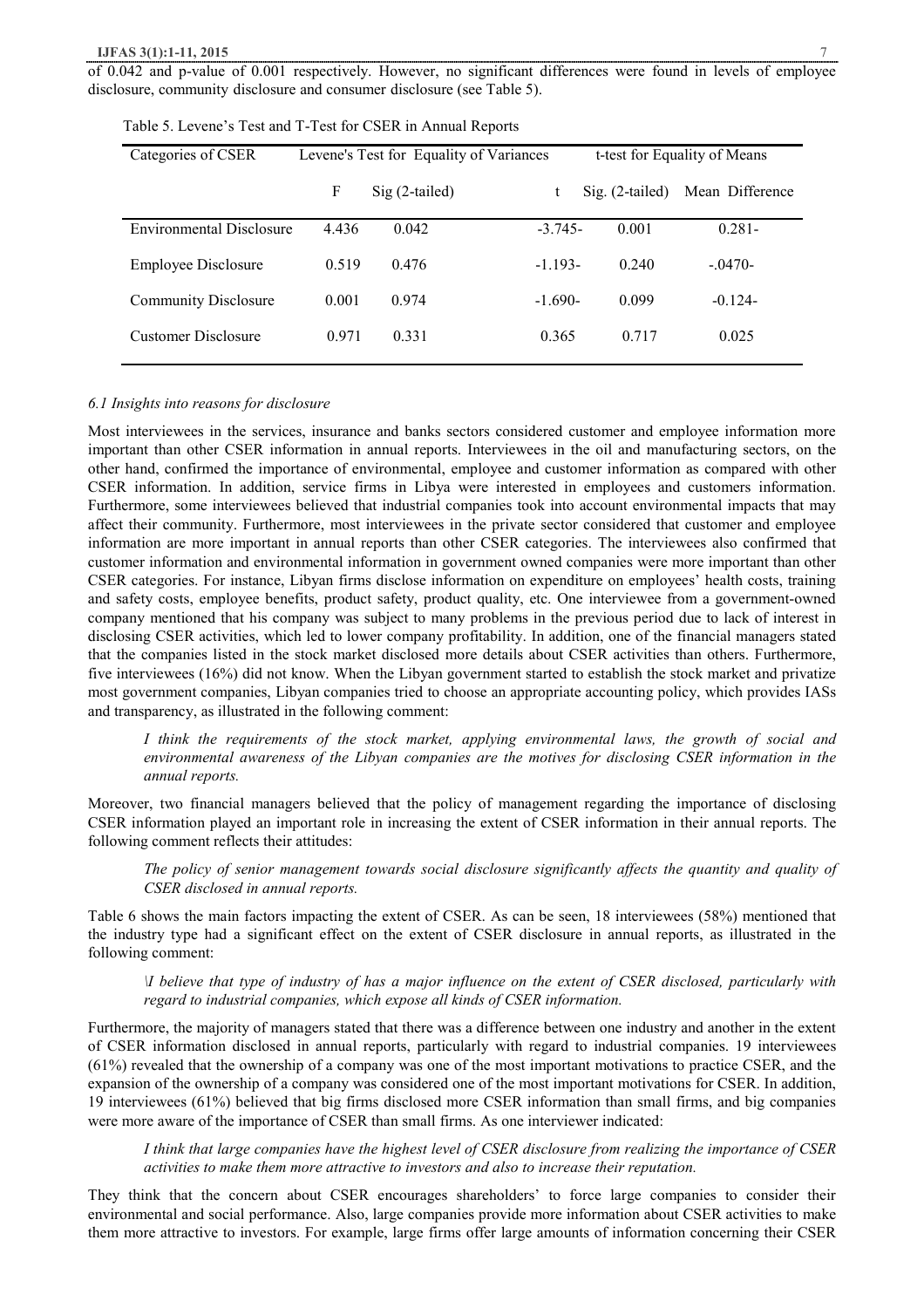of 0.042 and p-value of 0.001 respectively. However, no significant differences were found in levels of employee disclosure, community disclosure and consumer disclosure (see Table 5).

Table 5. Levene's Test and T-Test for CSER in Annual Reports

| Categories of CSER | Levene's Test for Equality of Variances | | t-test for Equality of Means | | |
|---|---|---|---|---|---|
| | F | Sig (2-tailed) | t | Sig. (2-tailed) | Mean Difference |
| Environmental Disclosure | 4.436 | 0.042 | -3.745- | 0.001 | 0.281- |
| Employee Disclosure | 0.519 | 0.476 | -1.193- | 0.240 | -.0470- |
| Community Disclosure | 0.001 | 0.974 | -1.690- | 0.099 | -0.124- |
| Customer Disclosure | 0.971 | 0.331 | 0.365 | 0.717 | 0.025 |

### *6.1 Insights into reasons for disclosure*

Most interviewees in the services, insurance and banks sectors considered customer and employee information more important than other CSER information in annual reports. Interviewees in the oil and manufacturing sectors, on the other hand, confirmed the importance of environmental, employee and customer information as compared with other CSER information. In addition, service firms in Libya were interested in employees and customers information. Furthermore, some interviewees believed that industrial companies took into account environmental impacts that may affect their community. Furthermore, most interviewees in the private sector considered that customer and employee information are more important in annual reports than other CSER categories. The interviewees also confirmed that customer information and environmental information in government owned companies were more important than other CSER categories. For instance, Libyan firms disclose information on expenditure on employees' health costs, training and safety costs, employee benefits, product safety, product quality, etc. One interviewee from a government-owned company mentioned that his company was subject to many problems in the previous period due to lack of interest in disclosing CSER activities, which led to lower company profitability. In addition, one of the financial managers stated that the companies listed in the stock market disclosed more details about CSER activities than others. Furthermore, five interviewees (16%) did not know. When the Libyan government started to establish the stock market and privatize most government companies, Libyan companies tried to choose an appropriate accounting policy, which provides IASs and transparency, as illustrated in the following comment:

> *I think the requirements of the stock market, applying environmental laws, the growth of social and environmental awareness of the Libyan companies are the motives for disclosing CSER information in the annual reports.*

Moreover, two financial managers believed that the policy of management regarding the importance of disclosing CSER information played an important role in increasing the extent of CSER information in their annual reports. The following comment reflects their attitudes:

> *The policy of senior management towards social disclosure significantly affects the quantity and quality of CSER disclosed in annual reports.*

Table 6 shows the main factors impacting the extent of CSER. As can be seen, 18 interviewees (58%) mentioned that the industry type had a significant effect on the extent of CSER disclosure in annual reports, as illustrated in the following comment:

> *\I believe that type of industry of has a major influence on the extent of CSER disclosed, particularly with regard to industrial companies, which expose all kinds of CSER information.*

Furthermore, the majority of managers stated that there was a difference between one industry and another in the extent of CSER information disclosed in annual reports, particularly with regard to industrial companies. 19 interviewees (61%) revealed that the ownership of a company was one of the most important motivations to practice CSER, and the expansion of the ownership of a company was considered one of the most important motivations for CSER. In addition, 19 interviewees (61%) believed that big firms disclosed more CSER information than small firms, and big companies were more aware of the importance of CSER than small firms. As one interviewer indicated:

> *I think that large companies have the highest level of CSER disclosure from realizing the importance of CSER activities to make them more attractive to investors and also to increase their reputation.*

They think that the concern about CSER encourages shareholders' to force large companies to consider their environmental and social performance. Also, large companies provide more information about CSER activities to make them more attractive to investors. For example, large firms offer large amounts of information concerning their CSER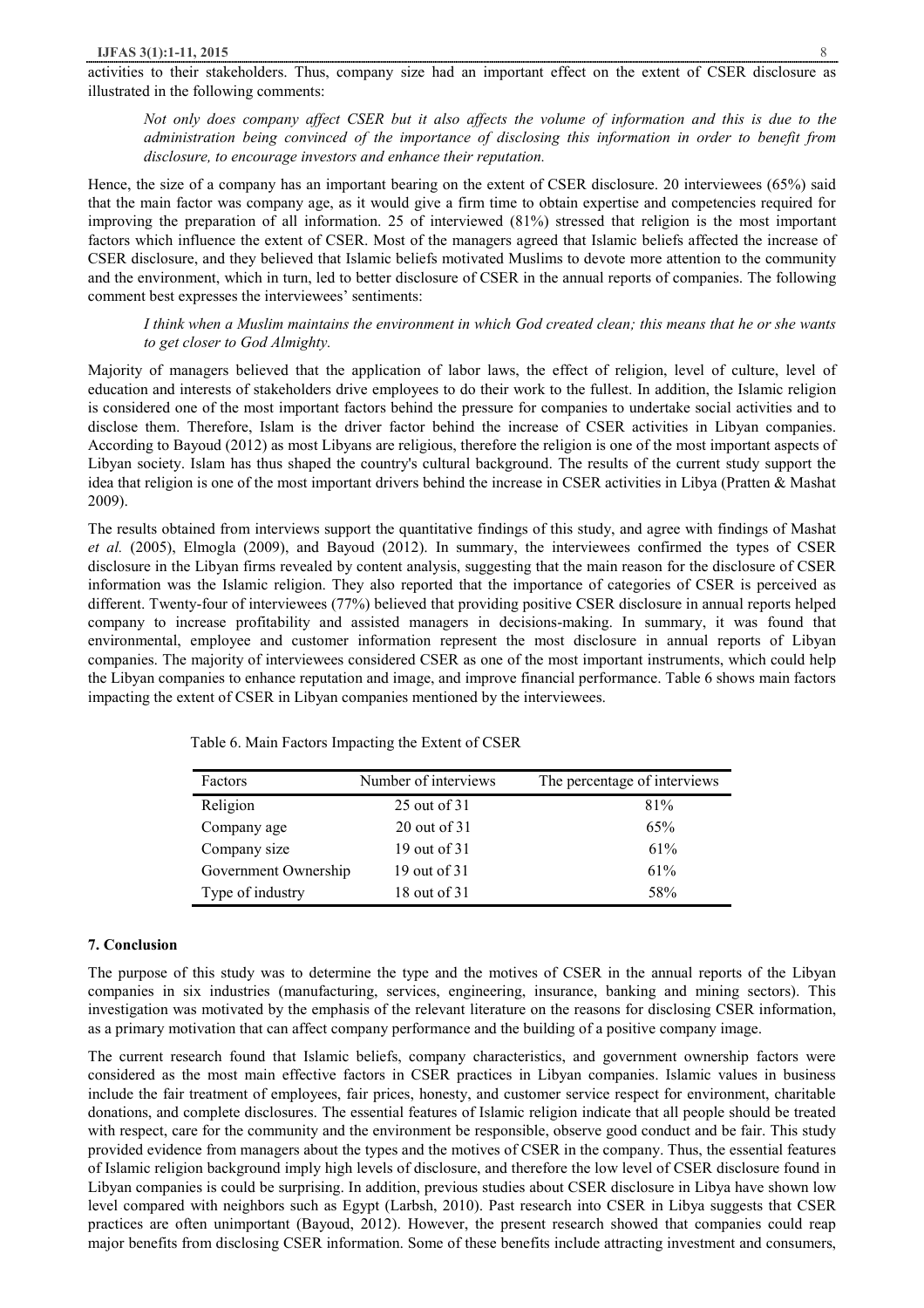activities to their stakeholders. Thus, company size had an important effect on the extent of CSER disclosure as illustrated in the following comments:

> *Not only does company affect CSER but it also affects the volume of information and this is due to the administration being convinced of the importance of disclosing this information in order to benefit from disclosure, to encourage investors and enhance their reputation.*

Hence, the size of a company has an important bearing on the extent of CSER disclosure. 20 interviewees (65%) said that the main factor was company age, as it would give a firm time to obtain expertise and competencies required for improving the preparation of all information. 25 of interviewed (81%) stressed that religion is the most important factors which influence the extent of CSER. Most of the managers agreed that Islamic beliefs affected the increase of CSER disclosure, and they believed that Islamic beliefs motivated Muslims to devote more attention to the community and the environment, which in turn, led to better disclosure of CSER in the annual reports of companies. The following comment best expresses the interviewees' sentiments:

> *I think when a Muslim maintains the environment in which God created clean; this means that he or she wants to get closer to God Almighty.*

Majority of managers believed that the application of labor laws, the effect of religion, level of culture, level of education and interests of stakeholders drive employees to do their work to the fullest. In addition, the Islamic religion is considered one of the most important factors behind the pressure for companies to undertake social activities and to disclose them. Therefore, Islam is the driver factor behind the increase of CSER activities in Libyan companies. According to Bayoud (2012) as most Libyans are religious, therefore the religion is one of the most important aspects of Libyan society. Islam has thus shaped the country's cultural background. The results of the current study support the idea that religion is one of the most important drivers behind the increase in CSER activities in Libya (Pratten & Mashat 2009).

The results obtained from interviews support the quantitative findings of this study, and agree with findings of Mashat *et al.* (2005), Elmogla (2009), and Bayoud (2012). In summary, the interviewees confirmed the types of CSER disclosure in the Libyan firms revealed by content analysis, suggesting that the main reason for the disclosure of CSER information was the Islamic religion. They also reported that the importance of categories of CSER is perceived as different. Twenty-four of interviewees (77%) believed that providing positive CSER disclosure in annual reports helped company to increase profitability and assisted managers in decisions-making. In summary, it was found that environmental, employee and customer information represent the most disclosure in annual reports of Libyan companies. The majority of interviewees considered CSER as one of the most important instruments, which could help the Libyan companies to enhance reputation and image, and improve financial performance. Table 6 shows main factors impacting the extent of CSER in Libyan companies mentioned by the interviewees.

Table 6. Main Factors Impacting the Extent of CSER

| Factors | Number of interviews | The percentage of interviews |
|---|---|---|
| Religion | 25 out of 31 | 81% |
| Company age | 20 out of 31 | 65% |
| Company size | 19 out of 31 | 61% |
| Government Ownership | 19 out of 31 | 61% |
| Type of industry | 18 out of 31 | 58% |

## 7. Conclusion

The purpose of this study was to determine the type and the motives of CSER in the annual reports of the Libyan companies in six industries (manufacturing, services, engineering, insurance, banking and mining sectors). This investigation was motivated by the emphasis of the relevant literature on the reasons for disclosing CSER information, as a primary motivation that can affect company performance and the building of a positive company image.

The current research found that Islamic beliefs, company characteristics, and government ownership factors were considered as the most main effective factors in CSER practices in Libyan companies. Islamic values in business include the fair treatment of employees, fair prices, honesty, and customer service respect for environment, charitable donations, and complete disclosures. The essential features of Islamic religion indicate that all people should be treated with respect, care for the community and the environment be responsible, observe good conduct and be fair. This study provided evidence from managers about the types and the motives of CSER in the company. Thus, the essential features of Islamic religion background imply high levels of disclosure, and therefore the low level of CSER disclosure found in Libyan companies is could be surprising. In addition, previous studies about CSER disclosure in Libya have shown low level compared with neighbors such as Egypt (Larbsh, 2010). Past research into CSER in Libya suggests that CSER practices are often unimportant (Bayoud, 2012). However, the present research showed that companies could reap major benefits from disclosing CSER information. Some of these benefits include attracting investment and consumers,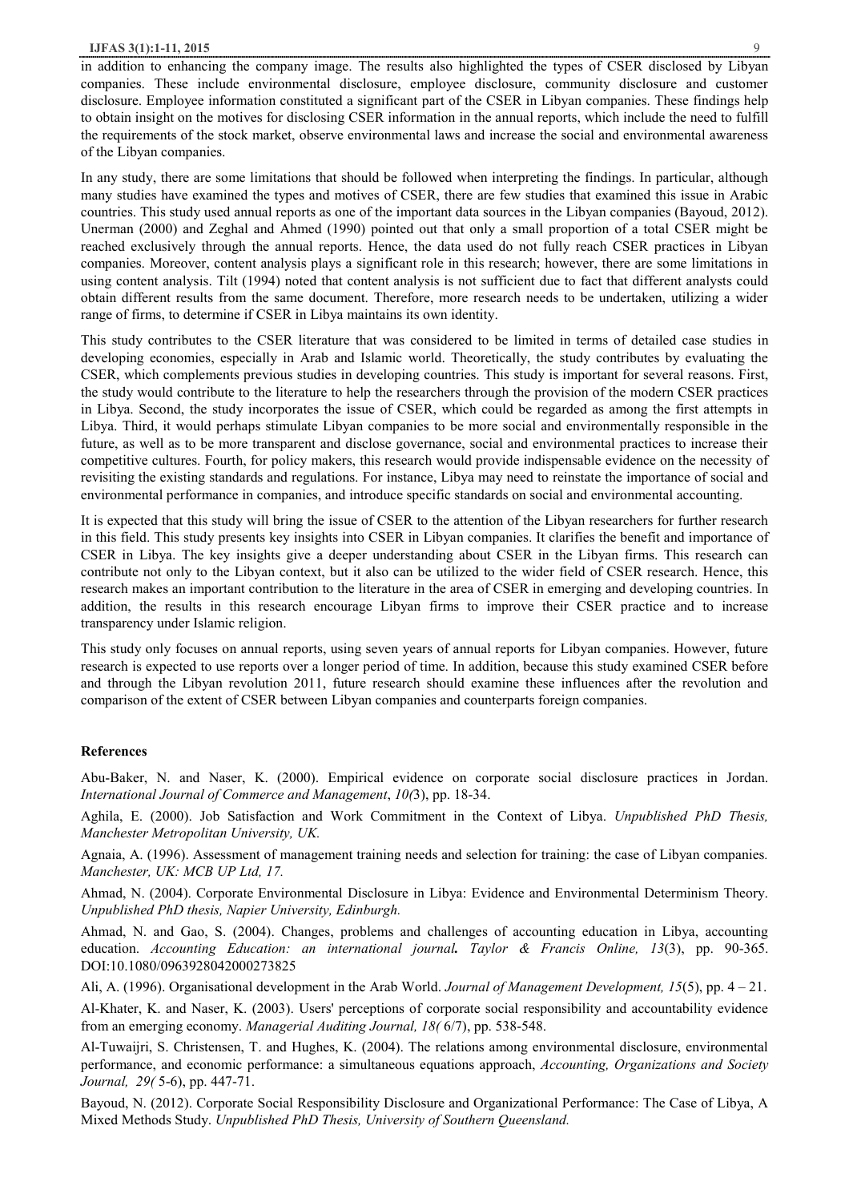in addition to enhancing the company image. The results also highlighted the types of CSER disclosed by Libyan companies. These include environmental disclosure, employee disclosure, community disclosure and customer disclosure. Employee information constituted a significant part of the CSER in Libyan companies. These findings help to obtain insight on the motives for disclosing CSER information in the annual reports, which include the need to fulfill the requirements of the stock market, observe environmental laws and increase the social and environmental awareness of the Libyan companies.

In any study, there are some limitations that should be followed when interpreting the findings. In particular, although many studies have examined the types and motives of CSER, there are few studies that examined this issue in Arabic countries. This study used annual reports as one of the important data sources in the Libyan companies (Bayoud, 2012). Unerman (2000) and Zeghal and Ahmed (1990) pointed out that only a small proportion of a total CSER might be reached exclusively through the annual reports. Hence, the data used do not fully reach CSER practices in Libyan companies. Moreover, content analysis plays a significant role in this research; however, there are some limitations in using content analysis. Tilt (1994) noted that content analysis is not sufficient due to fact that different analysts could obtain different results from the same document. Therefore, more research needs to be undertaken, utilizing a wider range of firms, to determine if CSER in Libya maintains its own identity.

This study contributes to the CSER literature that was considered to be limited in terms of detailed case studies in developing economies, especially in Arab and Islamic world. Theoretically, the study contributes by evaluating the CSER, which complements previous studies in developing countries. This study is important for several reasons. First, the study would contribute to the literature to help the researchers through the provision of the modern CSER practices in Libya. Second, the study incorporates the issue of CSER, which could be regarded as among the first attempts in Libya. Third, it would perhaps stimulate Libyan companies to be more social and environmentally responsible in the future, as well as to be more transparent and disclose governance, social and environmental practices to increase their competitive cultures. Fourth, for policy makers, this research would provide indispensable evidence on the necessity of revisiting the existing standards and regulations. For instance, Libya may need to reinstate the importance of social and environmental performance in companies, and introduce specific standards on social and environmental accounting.

It is expected that this study will bring the issue of CSER to the attention of the Libyan researchers for further research in this field. This study presents key insights into CSER in Libyan companies. It clarifies the benefit and importance of CSER in Libya. The key insights give a deeper understanding about CSER in the Libyan firms. This research can contribute not only to the Libyan context, but it also can be utilized to the wider field of CSER research. Hence, this research makes an important contribution to the literature in the area of CSER in emerging and developing countries. In addition, the results in this research encourage Libyan firms to improve their CSER practice and to increase transparency under Islamic religion.

This study only focuses on annual reports, using seven years of annual reports for Libyan companies. However, future research is expected to use reports over a longer period of time. In addition, because this study examined CSER before and through the Libyan revolution 2011, future research should examine these influences after the revolution and comparison of the extent of CSER between Libyan companies and counterparts foreign companies.

**References**

Abu-Baker, N. and Naser, K. (2000). Empirical evidence on corporate social disclosure practices in Jordan. *International Journal of Commerce and Management*, *10(*3), pp. 18-34.

Aghila, E. (2000). Job Satisfaction and Work Commitment in the Context of Libya. *Unpublished PhD Thesis, Manchester Metropolitan University, UK.*

Agnaia, A. (1996). Assessment of management training needs and selection for training: the case of Libyan companies*. Manchester, UK: MCB UP Ltd, 17.*

Ahmad, N. (2004). Corporate Environmental Disclosure in Libya: Evidence and Environmental Determinism Theory. *Unpublished PhD thesis, Napier University, Edinburgh.*

Ahmad, N. and Gao, S. (2004). Changes, problems and challenges of accounting education in Libya, accounting education. *Accounting Education: an international journal***.** *Taylor & Francis Online, 13*(3), pp. 90-365. DOI:10.1080/0963928042000273825

Ali, A. (1996). Organisational development in the Arab World. *Journal of Management Development, 15*(5), pp. 4 – 21.

Al-Khater, K. and Naser, K. (2003). Users' perceptions of corporate social responsibility and accountability evidence from an emerging economy. *Managerial Auditing Journal, 18(* 6/7), pp. 538-548.

Al-Tuwaijri, S. Christensen, T. and Hughes, K. (2004). The relations among environmental disclosure, environmental performance, and economic performance: a simultaneous equations approach, *Accounting, Organizations and Society Journal, 29(* 5-6), pp. 447-71.

Bayoud, N. (2012). Corporate Social Responsibility Disclosure and Organizational Performance: The Case of Libya, A Mixed Methods Study. *Unpublished PhD Thesis, University of Southern Queensland.*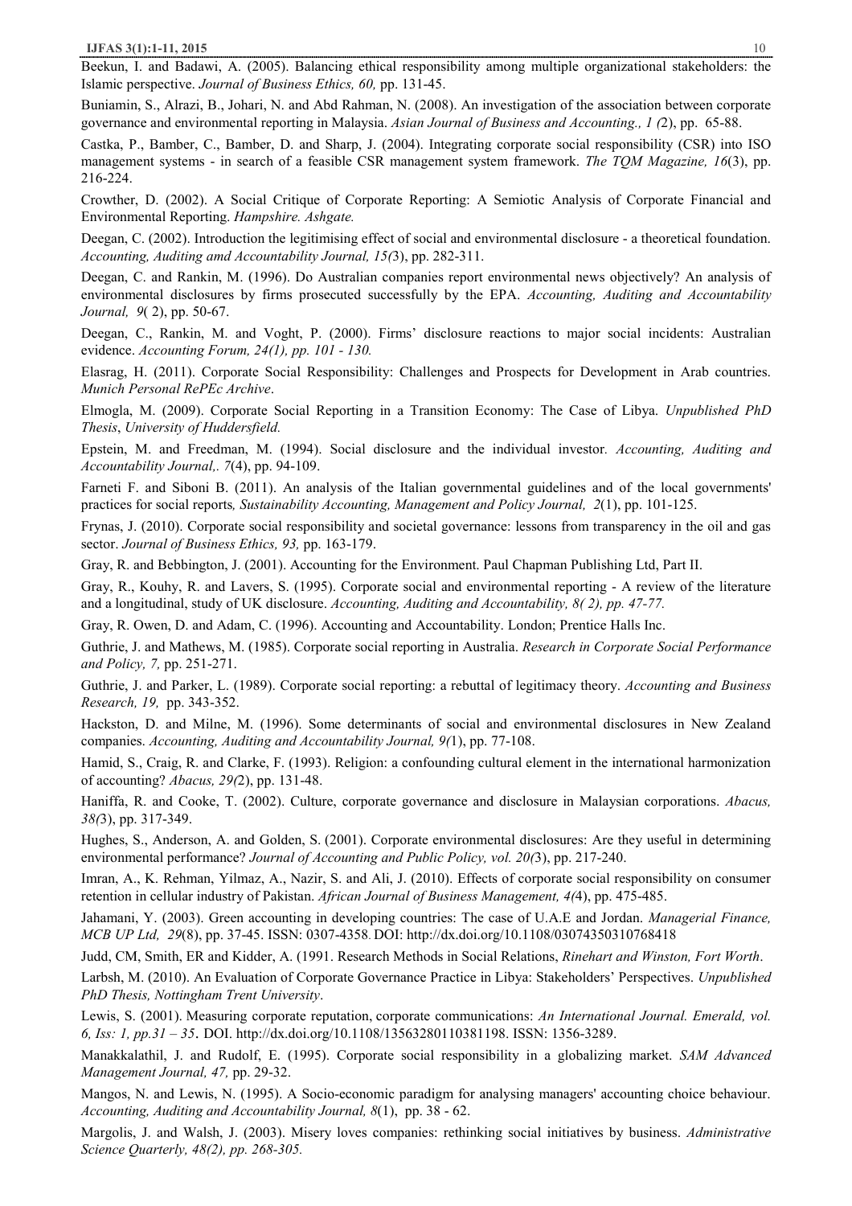Beekun, I. and Badawi, A. (2005). Balancing ethical responsibility among multiple organizational stakeholders: the Islamic perspective. *Journal of Business Ethics, 60,* pp. 131-45.

Buniamin, S., Alrazi, B., Johari, N. and Abd Rahman, N. (2008). An investigation of the association between corporate governance and environmental reporting in Malaysia. *Asian Journal of Business and Accounting., 1 (*2), pp. 65-88.

Castka, P., Bamber, C., Bamber, D. and Sharp, J. (2004). Integrating corporate social responsibility (CSR) into ISO management systems - in search of a feasible CSR management system framework. *The TQM Magazine, 16*(3), pp. 216-224.

Crowther, D. (2002). A Social Critique of Corporate Reporting: A Semiotic Analysis of Corporate Financial and Environmental Reporting. *Hampshire. Ashgate.*

Deegan, C. (2002). Introduction the legitimising effect of social and environmental disclosure - a theoretical foundation. *Accounting, Auditing amd Accountability Journal, 15(*3), pp. 282-311.

Deegan, C. and Rankin, M. (1996). Do Australian companies report environmental news objectively? An analysis of environmental disclosures by firms prosecuted successfully by the EPA. *Accounting, Auditing and Accountability Journal, 9*( 2), pp. 50-67.

Deegan, C., Rankin, M. and Voght, P. (2000). Firms' disclosure reactions to major social incidents: Australian evidence. *Accounting Forum, 24(1), pp. 101 - 130.*

Elasrag, H. (2011). Corporate Social Responsibility: Challenges and Prospects for Development in Arab countries. *Munich Personal RePEc Archive*.

Elmogla, M. (2009). Corporate Social Reporting in a Transition Economy: The Case of Libya. *Unpublished PhD Thesis*, *University of Huddersfield.*

Epstein, M. and Freedman, M. (1994). Social disclosure and the individual investor*. Accounting, Auditing and Accountability Journal,. 7*(4), pp. 94-109.

Farneti F. and Siboni B. (2011). An analysis of the Italian governmental guidelines and of the local governments' practices for social reports*, Sustainability Accounting, Management and Policy Journal, 2*(1), pp. 101-125.

Frynas, J. (2010). Corporate social responsibility and societal governance: lessons from transparency in the oil and gas sector. *Journal of Business Ethics, 93,* pp. 163-179.

Gray, R. and Bebbington, J. (2001). Accounting for the Environment. Paul Chapman Publishing Ltd, Part II.

Gray, R., Kouhy, R. and Lavers, S. (1995). Corporate social and environmental reporting - A review of the literature and a longitudinal, study of UK disclosure. *Accounting, Auditing and Accountability, 8( 2), pp. 47-77.*

Gray, R. Owen, D. and Adam, C. (1996). Accounting and Accountability. London; Prentice Halls Inc.

Guthrie, J. and Mathews, M. (1985). Corporate social reporting in Australia. *Research in Corporate Social Performance and Policy, 7,* pp. 251-271.

Guthrie, J. and Parker, L. (1989). Corporate social reporting: a rebuttal of legitimacy theory. *Accounting and Business Research, 19,* pp. 343-352.

Hackston, D. and Milne, M. (1996). Some determinants of social and environmental disclosures in New Zealand companies. *Accounting, Auditing and Accountability Journal, 9(*1), pp. 77-108.

Hamid, S., Craig, R. and Clarke, F. (1993). Religion: a confounding cultural element in the international harmonization of accounting? *Abacus, 29(*2), pp. 131-48.

Haniffa, R. and Cooke, T. (2002). Culture, corporate governance and disclosure in Malaysian corporations. *Abacus, 38(*3), pp. 317-349.

Hughes, S., Anderson, A. and Golden, S. (2001). Corporate environmental disclosures: Are they useful in determining environmental performance? *Journal of Accounting and Public Policy, vol. 20(*3), pp. 217-240.

Imran, A., K. Rehman, Yilmaz, A., Nazir, S. and Ali, J. (2010). Effects of corporate social responsibility on consumer retention in cellular industry of Pakistan. *African Journal of Business Management, 4(*4), pp. 475-485.

Jahamani, Y. (2003). Green accounting in developing countries: The case of U.A.E and Jordan. *Managerial Finance, MCB UP Ltd, 29*(8), pp. 37-45. ISSN: 0307-4358. DOI: http://dx.doi.org/10.1108/03074350310768418

Judd, CM, Smith, ER and Kidder, A. (1991. Research Methods in Social Relations, *Rinehart and Winston, Fort Worth*.

Larbsh, M. (2010). An Evaluation of Corporate Governance Practice in Libya: Stakeholders' Perspectives. *Unpublished PhD Thesis, Nottingham Trent University*.

Lewis, S. (2001). Measuring corporate reputation, corporate communications: *An International Journal. Emerald, vol. 6, Iss: 1, pp.31 – 35*. DOI. http://dx.doi.org/10.1108/13563280110381198. ISSN: 1356-3289.

Manakkalathil, J. and Rudolf, E. (1995). Corporate social responsibility in a globalizing market. *SAM Advanced Management Journal, 47,* pp. 29-32.

Mangos, N. and Lewis, N. (1995). A Socio-economic paradigm for analysing managers' accounting choice behaviour. *Accounting, Auditing and Accountability Journal, 8*(1), pp. 38 - 62.

Margolis, J. and Walsh, J. (2003). Misery loves companies: rethinking social initiatives by business. *Administrative Science Quarterly, 48(2), pp. 268-305.*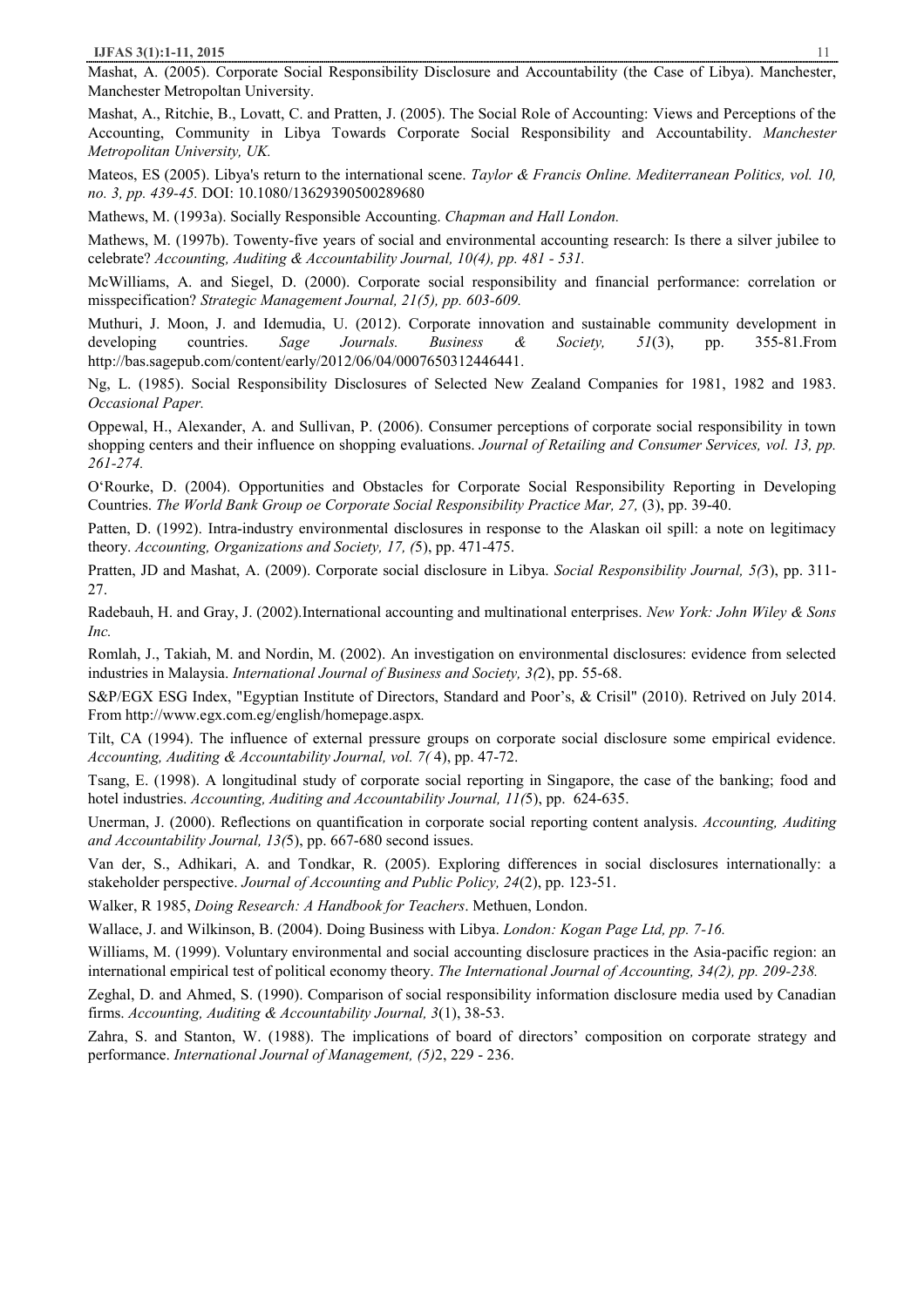Mashat, A. (2005). Corporate Social Responsibility Disclosure and Accountability (the Case of Libya). Manchester, Manchester Metropoltan University.

Mashat, A., Ritchie, B., Lovatt, C. and Pratten, J. (2005). The Social Role of Accounting: Views and Perceptions of the Accounting, Community in Libya Towards Corporate Social Responsibility and Accountability. *Manchester Metropolitan University, UK.*

Mateos, ES (2005). Libya's return to the international scene. *Taylor & Francis Online. Mediterranean Politics, vol. 10, no. 3, pp. 439-45.* DOI: 10.1080/13629390500289680

Mathews, M. (1993a). Socially Responsible Accounting. *Chapman and Hall London.*

Mathews, M. (1997b). Twenty-five years of social and environmental accounting research: Is there a silver jubilee to celebrate? *Accounting, Auditing & Accountability Journal, 10(4), pp. 481 - 531.*

McWilliams, A. and Siegel, D. (2000). Corporate social responsibility and financial performance: correlation or misspecification? *Strategic Management Journal, 21(5), pp. 603-609.*

Muthuri, J. Moon, J. and Idemudia, U. (2012). Corporate innovation and sustainable community development in developing countries. *Sage Journals. Business & Society, 51*(3), pp. 355-81.From http://bas.sagepub.com/content/early/2012/06/04/0007650312446441.

Ng, L. (1985). Social Responsibility Disclosures of Selected New Zealand Companies for 1981, 1982 and 1983. *Occasional Paper.*

Oppewal, H., Alexander, A. and Sullivan, P. (2006). Consumer perceptions of corporate social responsibility in town shopping centers and their influence on shopping evaluations. *Journal of Retailing and Consumer Services, vol. 13, pp. 261-274.*

O'Rourke, D. (2004). Opportunities and Obstacles for Corporate Social Responsibility Reporting in Developing Countries. *The World Bank Group oe Corporate Social Responsibility Practice Mar, 27,* (3), pp. 39-40.

Patten, D. (1992). Intra-industry environmental disclosures in response to the Alaskan oil spill: a note on legitimacy theory. *Accounting, Organizations and Society, 17, (*5), pp. 471-475.

Pratten, JD and Mashat, A. (2009). Corporate social disclosure in Libya. *Social Responsibility Journal, 5(*3), pp. 311-27.

Radebauh, H. and Gray, J. (2002).International accounting and multinational enterprises. *New York: John Wiley & Sons Inc.*

Romlah, J., Takiah, M. and Nordin, M. (2002). An investigation on environmental disclosures: evidence from selected industries in Malaysia. *International Journal of Business and Society, 3(*2), pp. 55-68.

S&P/EGX ESG Index, "Egyptian Institute of Directors, Standard and Poor's, & Crisil" (2010). Retrived on July 2014. From http://www.egx.com.eg/english/homepage.aspx.

Tilt, CA (1994). The influence of external pressure groups on corporate social disclosure some empirical evidence. *Accounting, Auditing & Accountability Journal, vol. 7(* 4), pp. 47-72.

Tsang, E. (1998). A longitudinal study of corporate social reporting in Singapore, the case of the banking; food and hotel industries. *Accounting, Auditing and Accountability Journal, 11(*5), pp. 624-635.

Unerman, J. (2000). Reflections on quantification in corporate social reporting content analysis. *Accounting, Auditing and Accountability Journal, 13(*5), pp. 667-680 second issues.

Van der, S., Adhikari, A. and Tondkar, R. (2005). Exploring differences in social disclosures internationally: a stakeholder perspective. *Journal of Accounting and Public Policy, 24*(2), pp. 123-51.

Walker, R 1985, *Doing Research: A Handbook for Teachers*. Methuen, London.

Wallace, J. and Wilkinson, B. (2004). Doing Business with Libya. *London: Kogan Page Ltd, pp. 7-16.*

Williams, M. (1999). Voluntary environmental and social accounting disclosure practices in the Asia-pacific region: an international empirical test of political economy theory. *The International Journal of Accounting, 34(2), pp. 209-238.*

Zeghal, D. and Ahmed, S. (1990). Comparison of social responsibility information disclosure media used by Canadian firms. *Accounting, Auditing & Accountability Journal, 3*(1), 38-53.

Zahra, S. and Stanton, W. (1988). The implications of board of directors' composition on corporate strategy and performance. *International Journal of Management, (5)*2, 229 - 236.